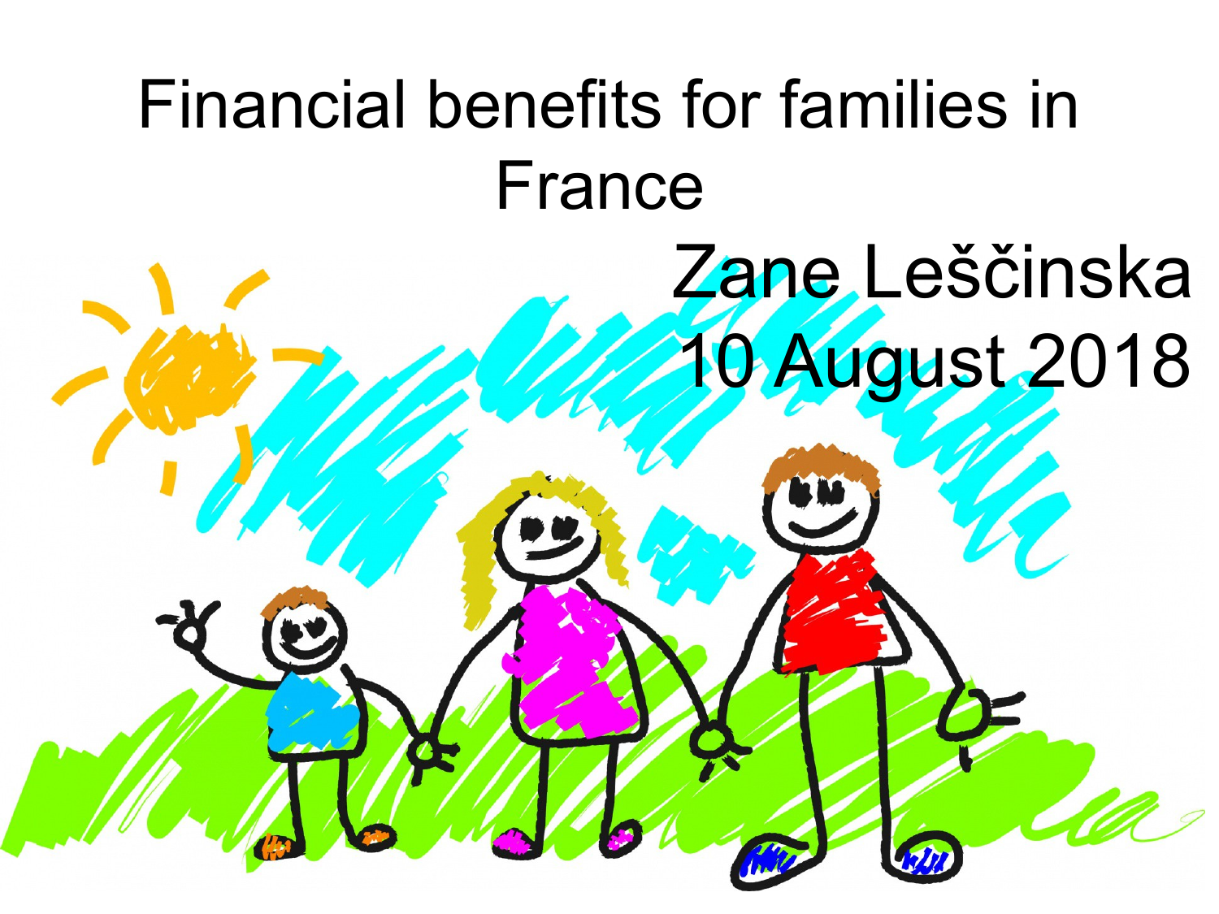# Financial benefits for families in France

Zane Leščinska

10 August 2018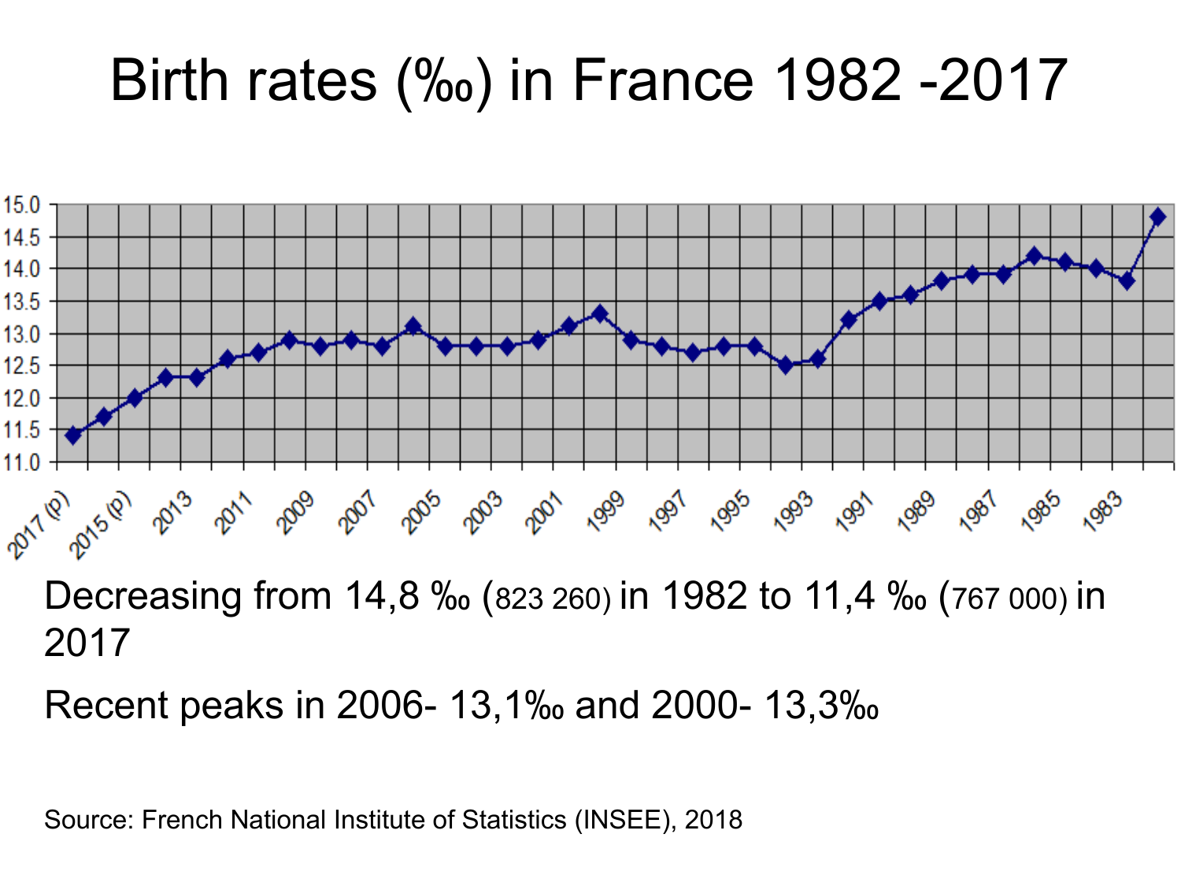# Birth rates (‰) in France 1982 -2017

Decreasing from 14,8 ‰ (823 260) in 1982 to 11,4 ‰ (767 000) in 2017

Recent peaks in 2006- 13,1‰ and 2000- 13,3‰

Source: French National Institute of Statistics (INSEE), 2018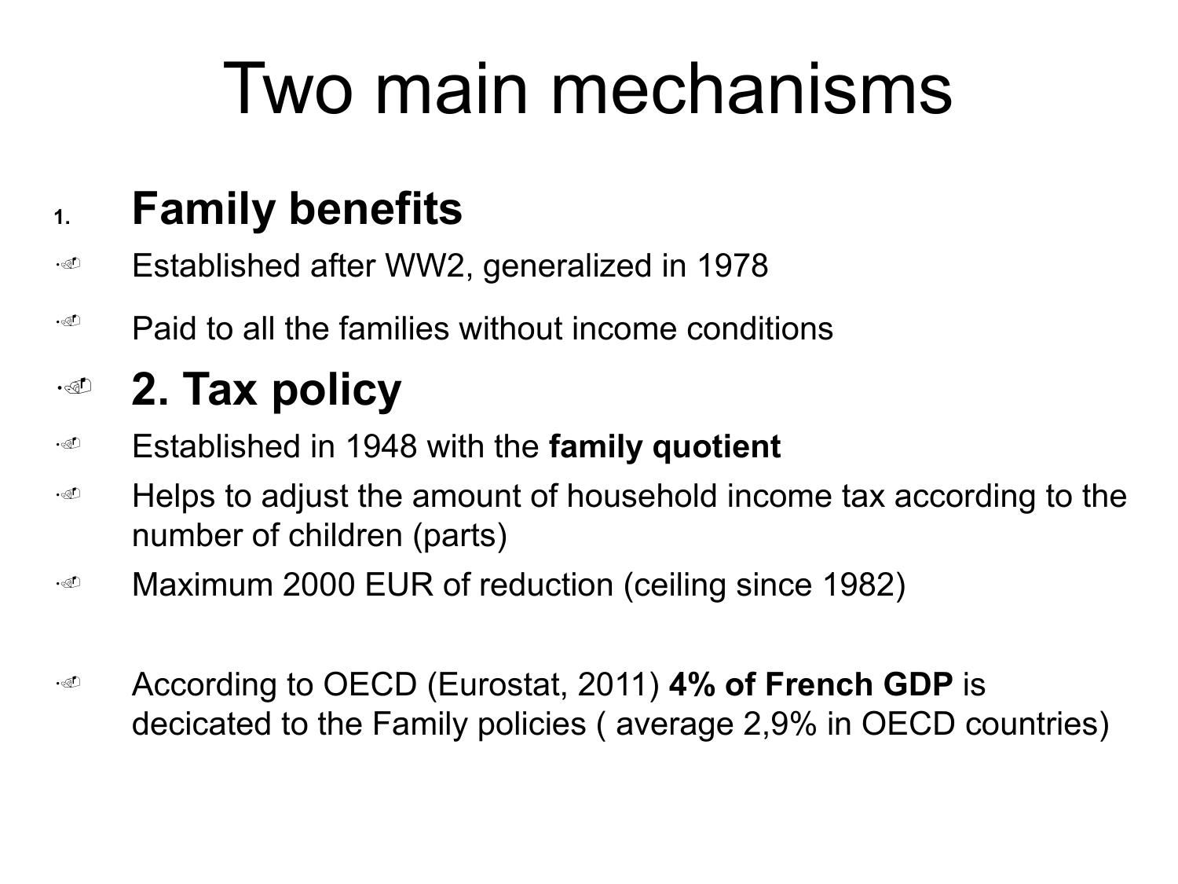# Two main mechanisms

1. **Family benefits**

- Established after WW2, generalized in 1978
- Paid to all the families without income conditions
- **2. Tax policy**
- Established in 1948 with the **family quotient**
- Helps to adjust the amount of household income tax according to the number of children (parts)
- Maximum 2000 EUR of reduction (ceiling since 1982)

- According to OECD (Eurostat, 2011) **4% of French GDP** is decicated to the Family policies ( average 2,9% in OECD countries)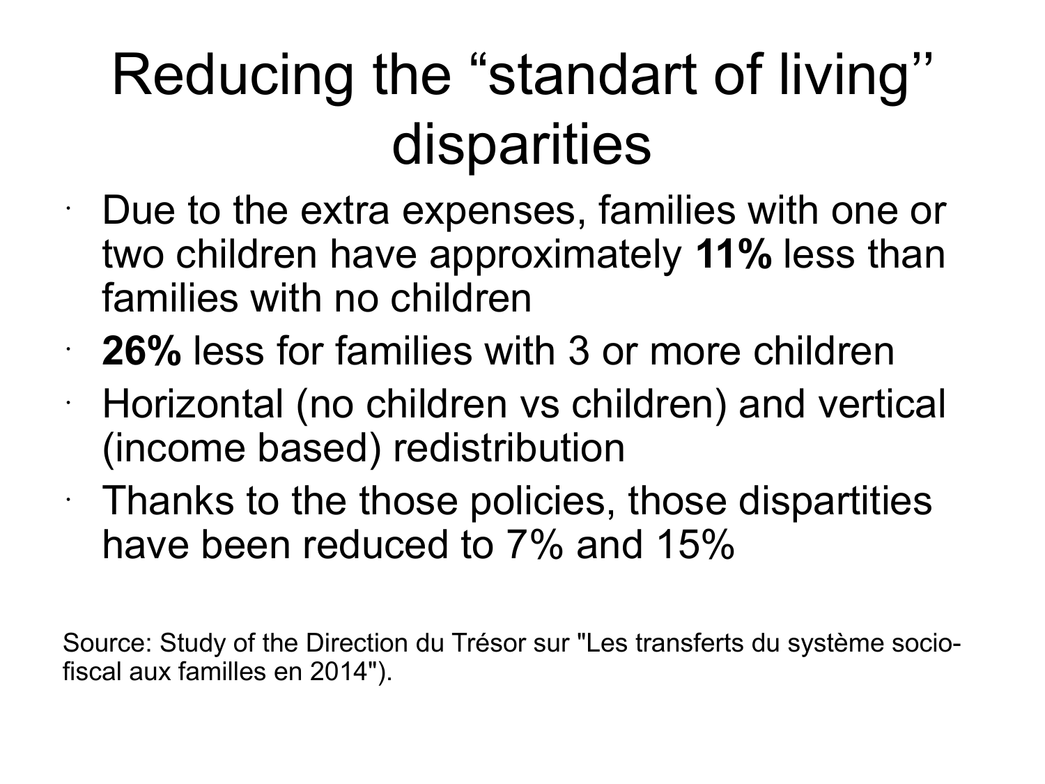# Reducing the “standart of living” disparities

- Due to the extra expenses, families with one or two children have approximately **11%** less than families with no children
- **26%** less for families with 3 or more children
- Horizontal (no children vs children) and vertical (income based) redistribution
- Thanks to the those policies, those dispartitities have been reduced to 7% and 15%

Source: Study of the Direction du Trésor sur "Les transferts du système socio-fiscal aux familles en 2014").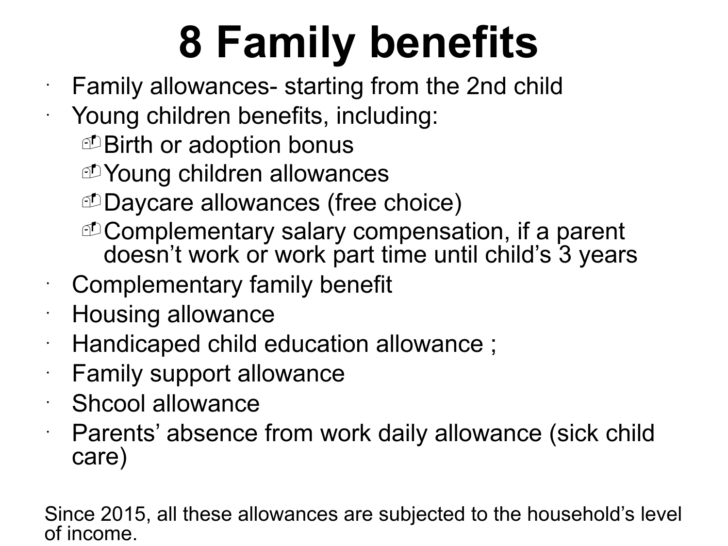# 8 Family benefits

- Family allowances- starting from the 2nd child
- Young children benefits, including:
  - Birth or adoption bonus
  - Young children allowances
  - Daycare allowances (free choice)
  - Complementary salary compensation, if a parent doesn't work or work part time until child's 3 years
- Complementary family benefit
- Housing allowance
- Handicaped child education allowance ;
- Family support allowance
- Shcool allowance
- Parents' absence from work daily allowance (sick child care)

Since 2015, all these allowances are subjected to the household's level of income.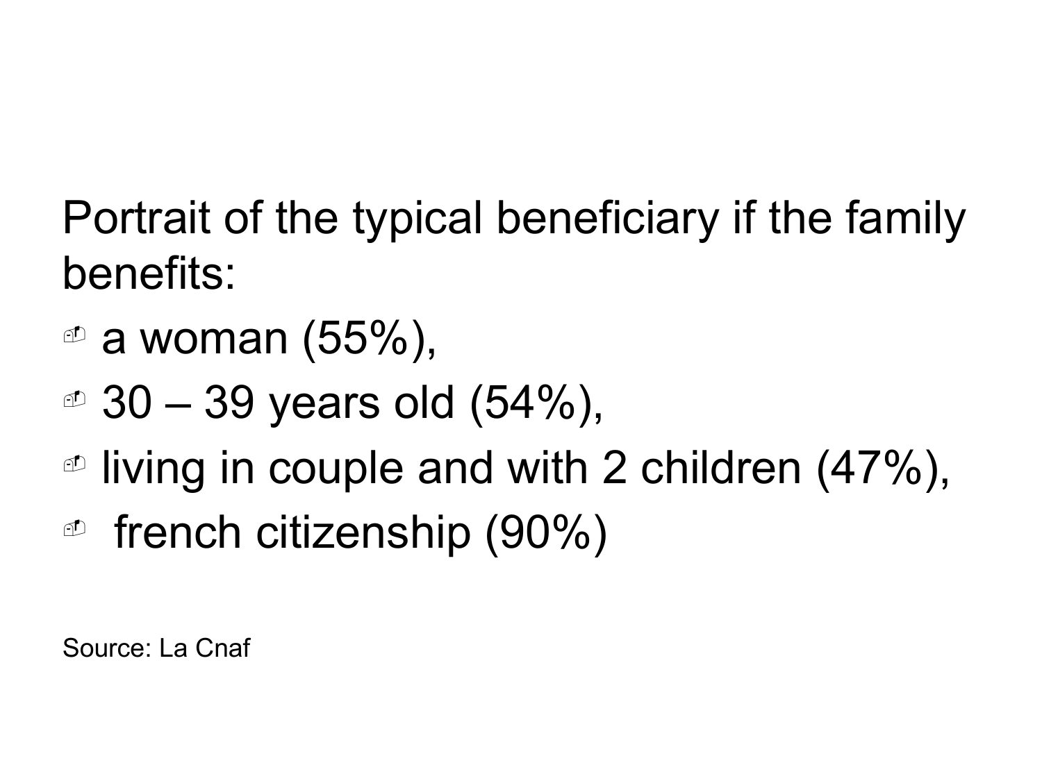Portrait of the typical beneficiary if the family benefits:

- a woman (55%),
- 30 – 39 years old (54%),
- living in couple and with 2 children (47%),
- french citizenship (90%)

Source: La Cnaf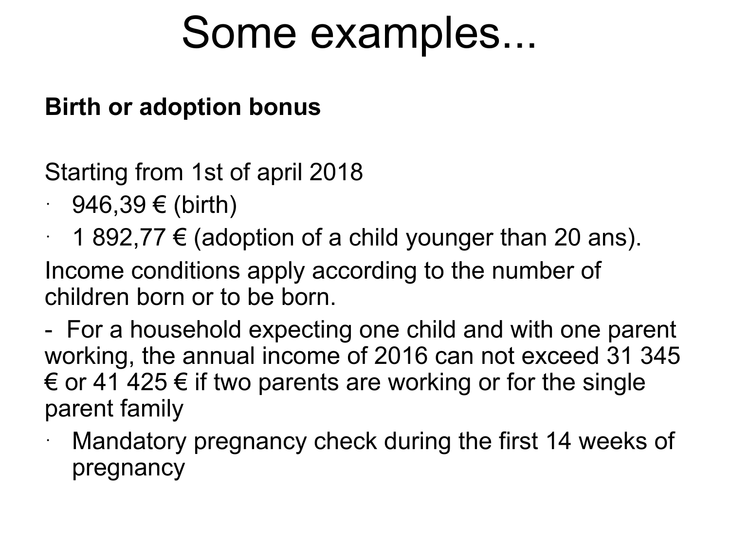# Some examples...

**Birth or adoption bonus**

Starting from 1st of april 2018

- 946,39 € (birth)
- 1 892,77 € (adoption of a child younger than 20 ans).

Income conditions apply according to the number of children born or to be born.

- For a household expecting one child and with one parent working, the annual income of 2016 can not exceed 31 345 € or 41 425 € if two parents are working or for the single parent family

- Mandatory pregnancy check during the first 14 weeks of pregnancy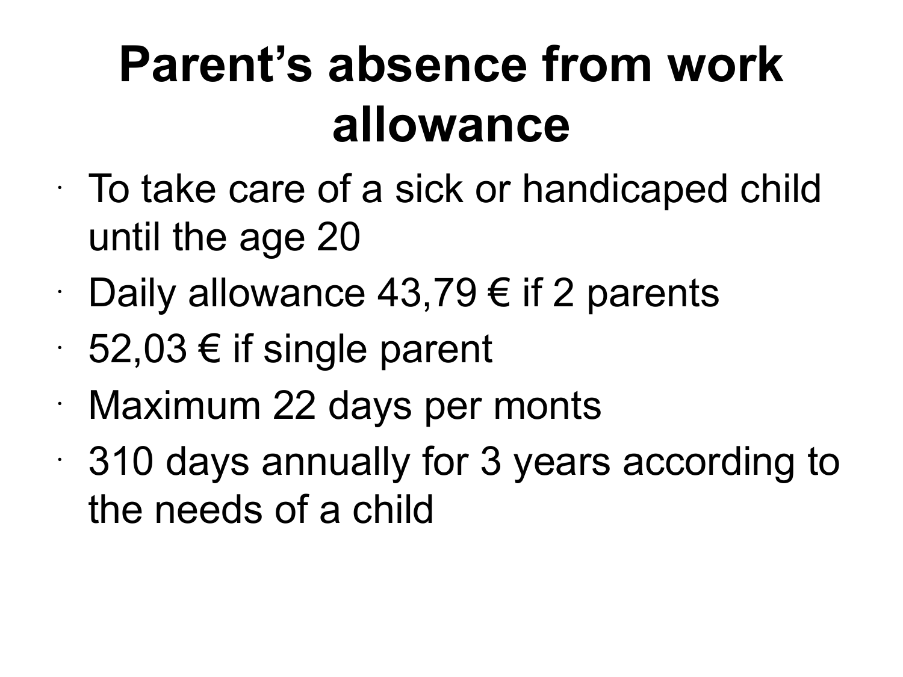# Parent's absence from work allowance

- To take care of a sick or handicaped child until the age 20
- Daily allowance 43,79 € if 2 parents
- 52,03 € if single parent
- Maximum 22 days per monts
- 310 days annually for 3 years according to the needs of a child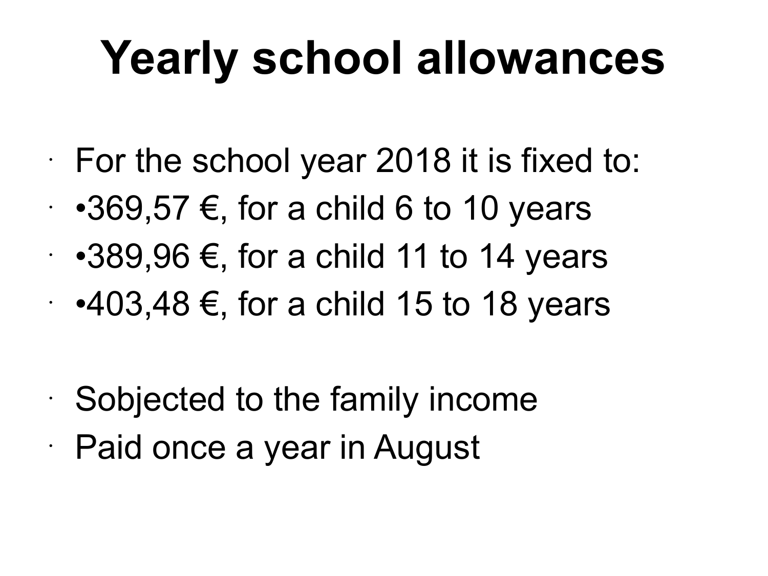# Yearly school allowances

- For the school year 2018 it is fixed to:
- •369,57 €, for a child 6 to 10 years
- •389,96 €, for a child 11 to 14 years
- •403,48 €, for a child 15 to 18 years

- Sobjected to the family income
- Paid once a year in August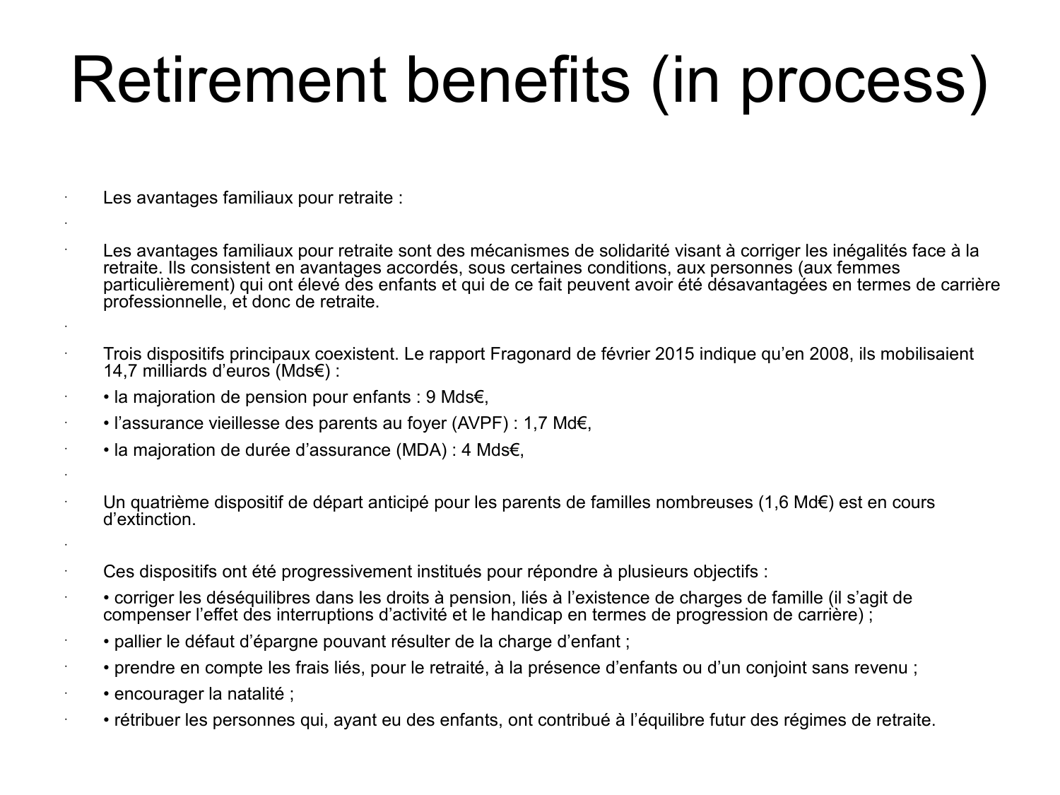# Retirement benefits (in process)

Les avantages familiaux pour retraite :

Les avantages familiaux pour retraite sont des mécanismes de solidarité visant à corriger les inégalités face à la retraite. Ils consistent en avantages accordés, sous certaines conditions, aux personnes (aux femmes particulièrement) qui ont élevé des enfants et qui de ce fait peuvent avoir été désavantagées en termes de carrière professionnelle, et donc de retraite.

Trois dispositifs principaux coexistent. Le rapport Fragonard de février 2015 indique qu'en 2008, ils mobilisaient 14,7 milliards d'euros (Mds€) :

- la majoration de pension pour enfants : 9 Mds€,
- l'assurance vieillesse des parents au foyer (AVPF) : 1,7 Md€,
- la majoration de durée d'assurance (MDA) : 4 Mds€,

Un quatrième dispositif de départ anticipé pour les parents de familles nombreuses (1,6 Md€) est en cours d'extinction.

Ces dispositifs ont été progressivement institués pour répondre à plusieurs objectifs :

- corriger les déséquilibres dans les droits à pension, liés à l'existence de charges de famille (il s'agit de compenser l'effet des interruptions d'activité et le handicap en termes de progression de carrière) ;
- pallier le défaut d'épargne pouvant résulter de la charge d'enfant ;
- prendre en compte les frais liés, pour le retraité, à la présence d'enfants ou d'un conjoint sans revenu ;
- encourager la natalité ;
- rétribuer les personnes qui, ayant eu des enfants, ont contribué à l'équilibre futur des régimes de retraite.